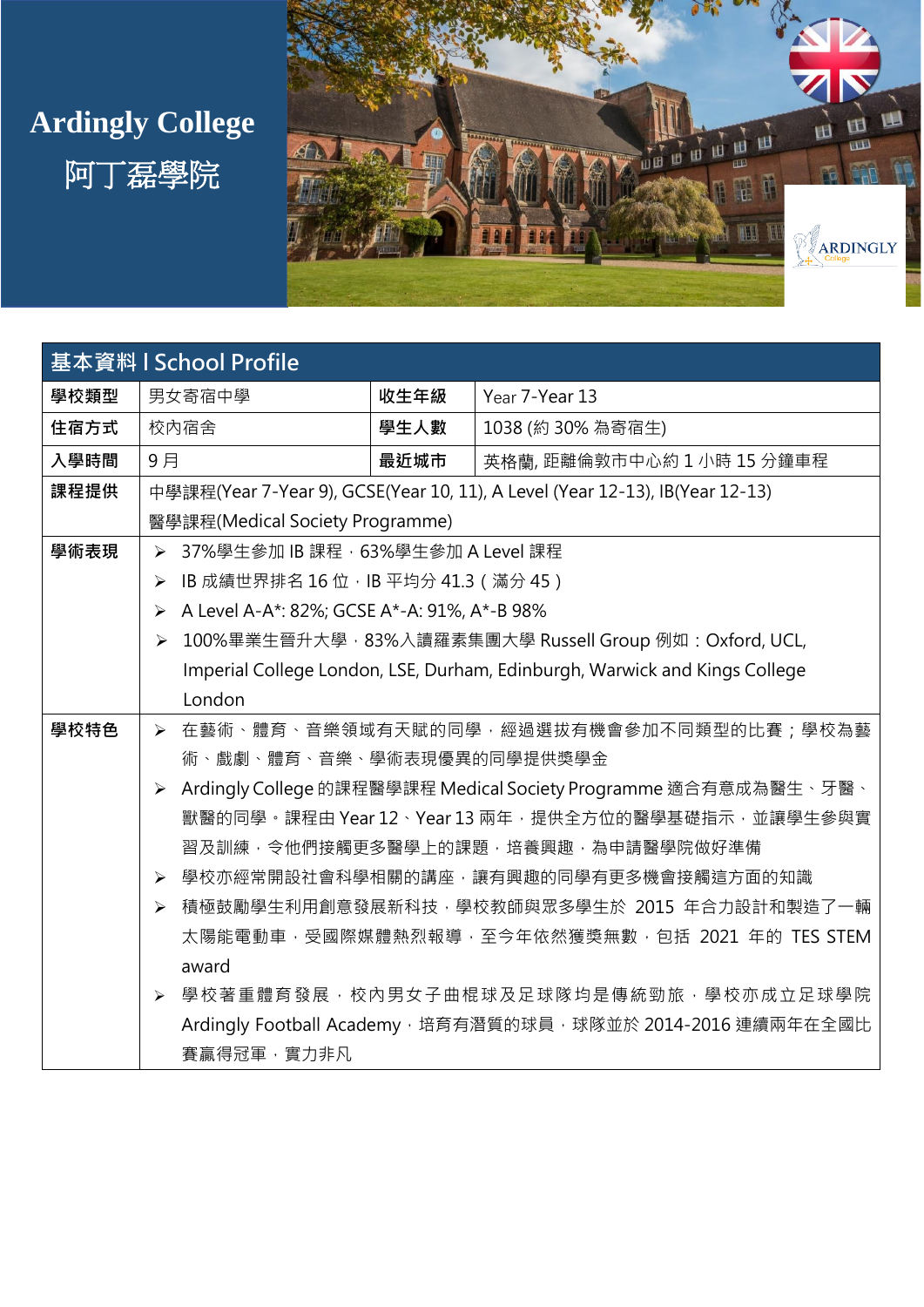# Ardingly College
# 阿丁磊學院

| 基本資料 I School Profile | | | |
|---|---|---|---|
| **學校類型** | 男女寄宿中學 | **收生年級** | Year 7-Year 13 |
| **住宿方式** | 校內宿舍 | **學生人數** | 1038 (約 30% 為寄宿生) |
| **入學時間** | 9 月 | **最近城市** | 英格蘭, 距離倫敦市中心約 1 小時 15 分鐘車程 |
| **課程提供** | 中學課程(Year 7-Year 9), GCSE(Year 10, 11), A Level (Year 12-13), IB(Year 12-13)<br>醫學課程(Medical Society Programme) | | |
| **學術表現** | ➢ 37%學生參加 IB 課程，63%學生參加 A Level 課程<br>➢ IB 成績世界排名 16 位，IB 平均分 41.3（滿分 45）<br>➢ A Level A-A*: 82%; GCSE A*-A: 91%, A*-B 98%<br>➢ 100%畢業生晉升大學，83%入讀羅素集團大學 Russell Group 例如：Oxford, UCL, Imperial College London, LSE, Durham, Edinburgh, Warwick and Kings College London | | |
| **學校特色** | ➢ 在藝術、體育、音樂領域有天賦的同學，經過選拔有機會參加不同類型的比賽；學校為藝術、戲劇、體育、音樂、學術表現優異的同學提供獎學金<br>➢ Ardingly College 的課程醫學課程 Medical Society Programme 適合有意成為醫生、牙醫、獸醫的同學。課程由 Year 12、Year 13 兩年，提供全方位的醫學基礎指示，並讓學生參與實習及訓練，令他們接觸更多醫學上的課題，培養興趣，為申請醫學院做好準備<br>➢ 學校亦經常開設社會科學相關的講座，讓有興趣的同學有更多機會接觸這方面的知識<br>➢ 積極鼓勵學生利用創意發展新科技，學校教師與眾多學生於 2015 年合力設計和製造了一輛太陽能電動車，受國際媒體熱烈報導，至今年依然獲獎無數，包括 2021 年的 TES STEM award<br>➢ 學校著重體育發展，校內男女子曲棍球及足球隊均是傳統勁旅，學校亦成立足球學院 Ardingly Football Academy，培育有潛質的球員，球隊並於 2014-2016 連續兩年在全國比賽贏得冠軍，實力非凡 | | |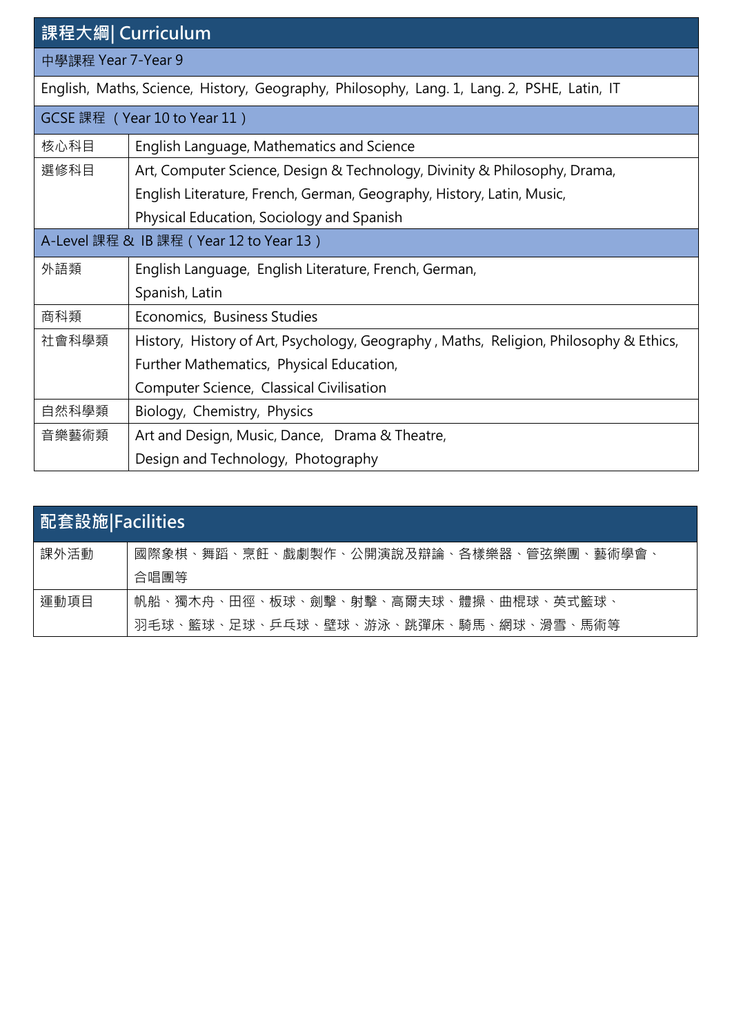## 課程大綱| Curriculum

| | |
|---|---|
| 中學課程 Year 7-Year 9 | |
| English, Maths, Science, History, Geography, Philosophy, Lang. 1, Lang. 2, PSHE, Latin, IT | |
| GCSE 課程 （Year 10 to Year 11） | |
| 核心科目 | English Language, Mathematics and Science |
| 選修科目 | Art, Computer Science, Design & Technology, Divinity & Philosophy, Drama, English Literature, French, German, Geography, History, Latin, Music, Physical Education, Sociology and Spanish |
| A-Level 課程 & IB 課程（Year 12 to Year 13） | |
| 外語類 | English Language, English Literature, French, German, Spanish, Latin |
| 商科類 | Economics, Business Studies |
| 社會科學類 | History, History of Art, Psychology, Geography , Maths, Religion, Philosophy & Ethics, Further Mathematics, Physical Education, Computer Science, Classical Civilisation |
| 自然科學類 | Biology, Chemistry, Physics |
| 音樂藝術類 | Art and Design, Music, Dance, Drama & Theatre, Design and Technology, Photography |

## 配套設施|Facilities

| | |
|---|---|
| 課外活動 | 國際象棋、舞蹈、烹飪、戲劇製作、公開演說及辯論、各樣樂器、管弦樂團、藝術學會、合唱團等 |
| 運動項目 | 帆船、獨木舟、田徑、板球、劍擊、射擊、高爾夫球、體操、曲棍球、英式籃球、羽毛球、籃球、足球、乒乓球、壁球、游泳、跳彈床、騎馬、網球、滑雪、馬術等 |